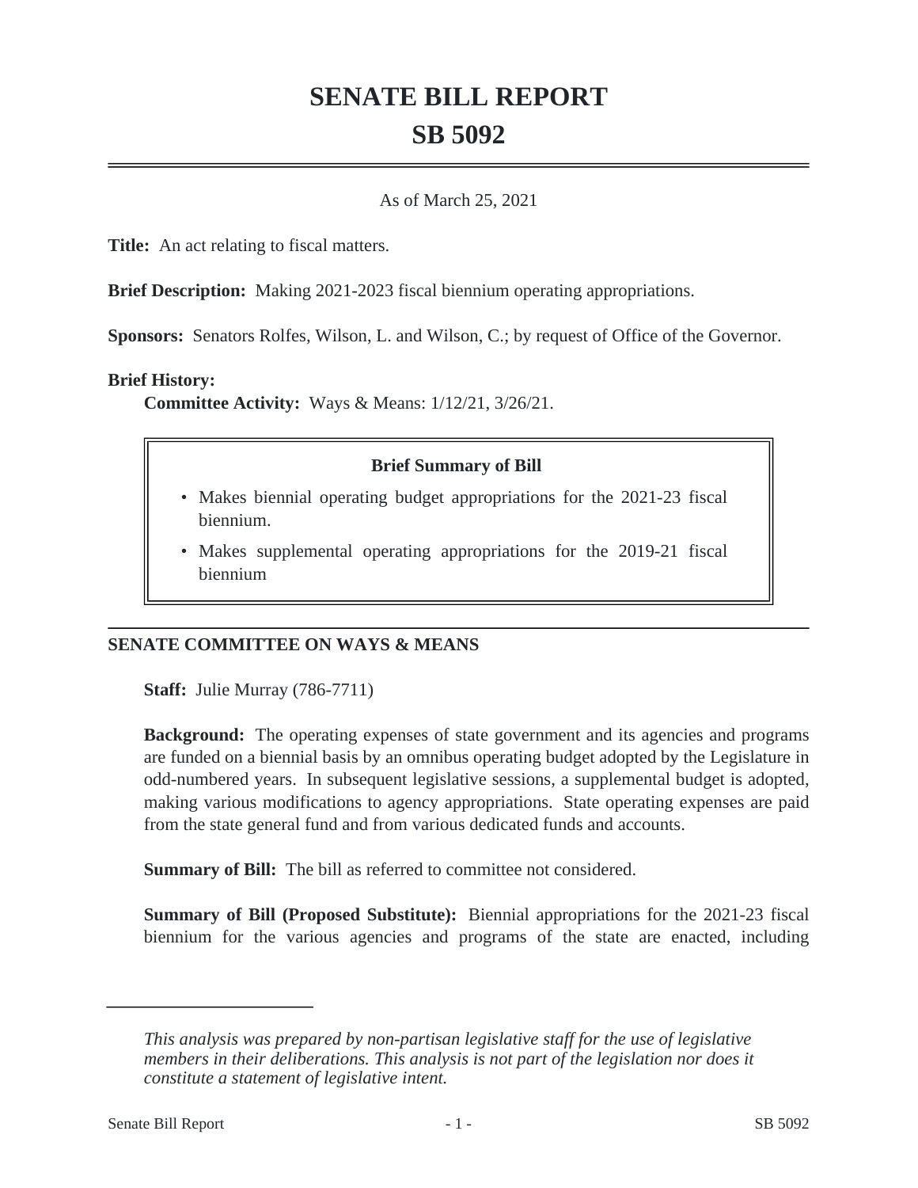# SENATE BILL REPORT

# SB 5092

As of March 25, 2021

**Title:** An act relating to fiscal matters.

**Brief Description:** Making 2021-2023 fiscal biennium operating appropriations.

**Sponsors:** Senators Rolfes, Wilson, L. and Wilson, C.; by request of Office of the Governor.

**Brief History:**

**Committee Activity:** Ways & Means: 1/12/21, 3/26/21.

> **Brief Summary of Bill**
>
> - Makes biennial operating budget appropriations for the 2021-23 fiscal biennium.
> - Makes supplemental operating appropriations for the 2019-21 fiscal biennium

## SENATE COMMITTEE ON WAYS & MEANS

**Staff:** Julie Murray (786-7711)

**Background:** The operating expenses of state government and its agencies and programs are funded on a biennial basis by an omnibus operating budget adopted by the Legislature in odd-numbered years. In subsequent legislative sessions, a supplemental budget is adopted, making various modifications to agency appropriations. State operating expenses are paid from the state general fund and from various dedicated funds and accounts.

**Summary of Bill:** The bill as referred to committee not considered.

**Summary of Bill (Proposed Substitute):** Biennial appropriations for the 2021-23 fiscal biennium for the various agencies and programs of the state are enacted, including

*This analysis was prepared by non-partisan legislative staff for the use of legislative members in their deliberations. This analysis is not part of the legislation nor does it constitute a statement of legislative intent.*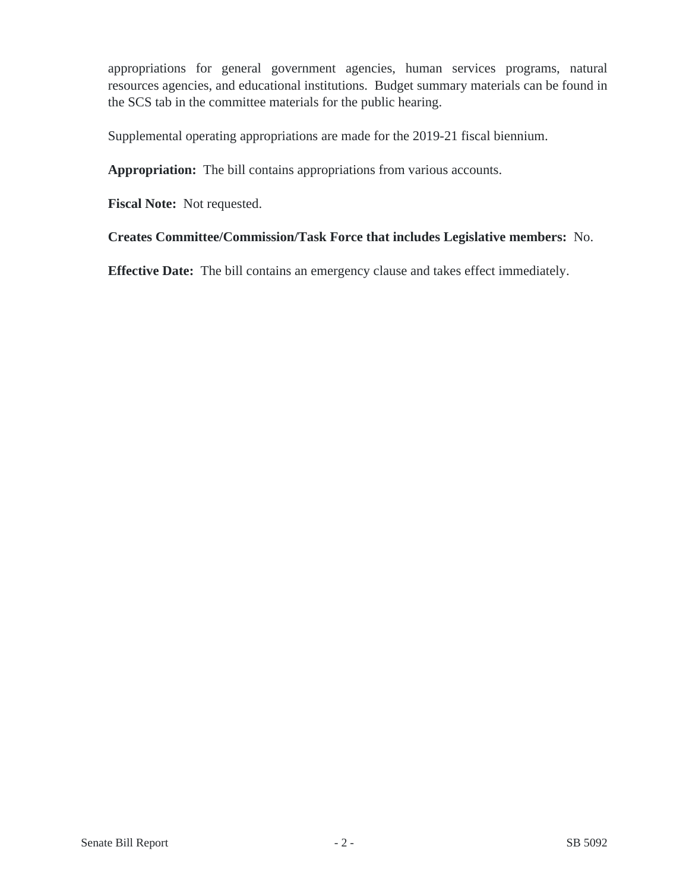appropriations for general government agencies, human services programs, natural resources agencies, and educational institutions. Budget summary materials can be found in the SCS tab in the committee materials for the public hearing.

Supplemental operating appropriations are made for the 2019-21 fiscal biennium.

**Appropriation:** The bill contains appropriations from various accounts.

**Fiscal Note:** Not requested.

**Creates Committee/Commission/Task Force that includes Legislative members:** No.

**Effective Date:** The bill contains an emergency clause and takes effect immediately.